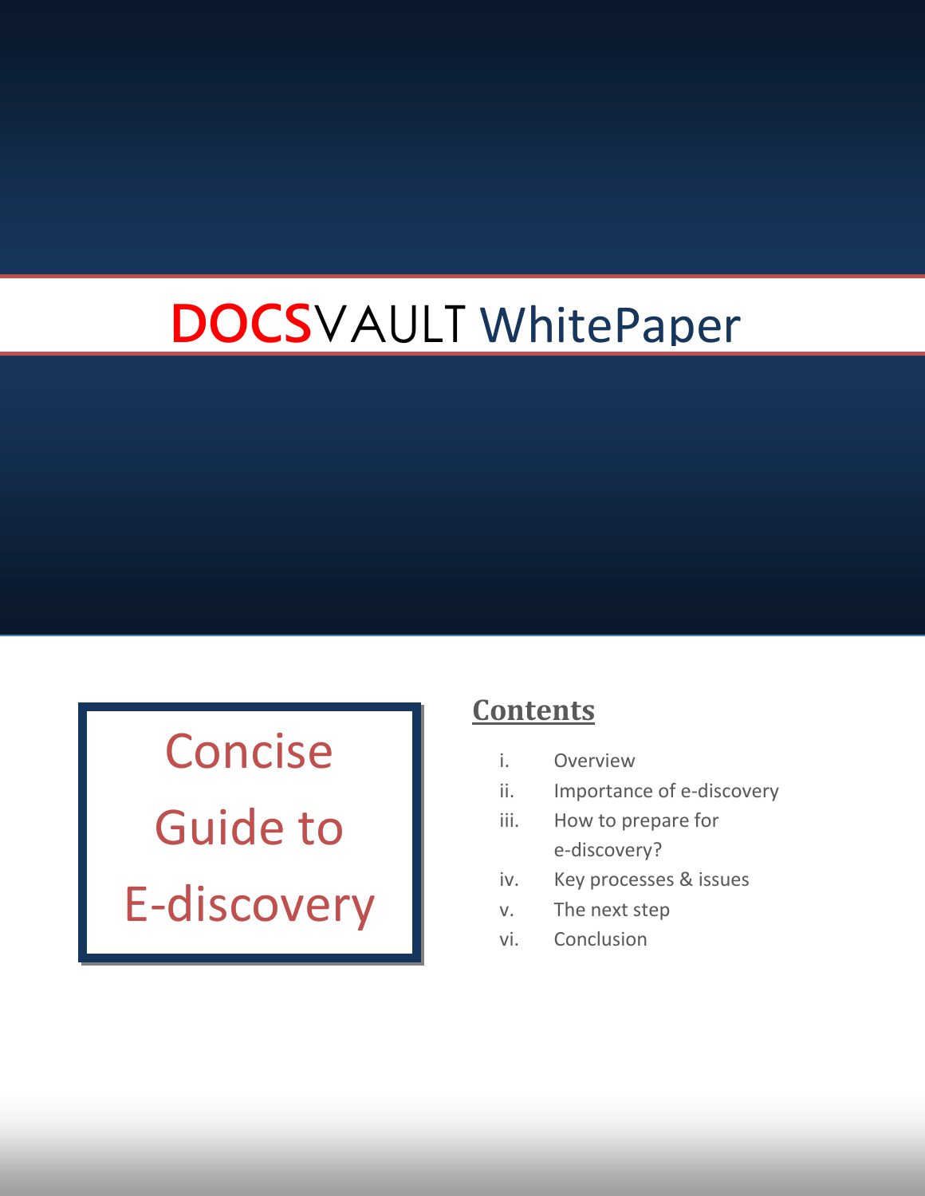# DOCSVAULT WhitePaper

## Concise Guide to E-discovery

### Contents

i. Overview
ii. Importance of e-discovery
iii. How to prepare for e-discovery?
iv. Key processes & issues
v. The next step
vi. Conclusion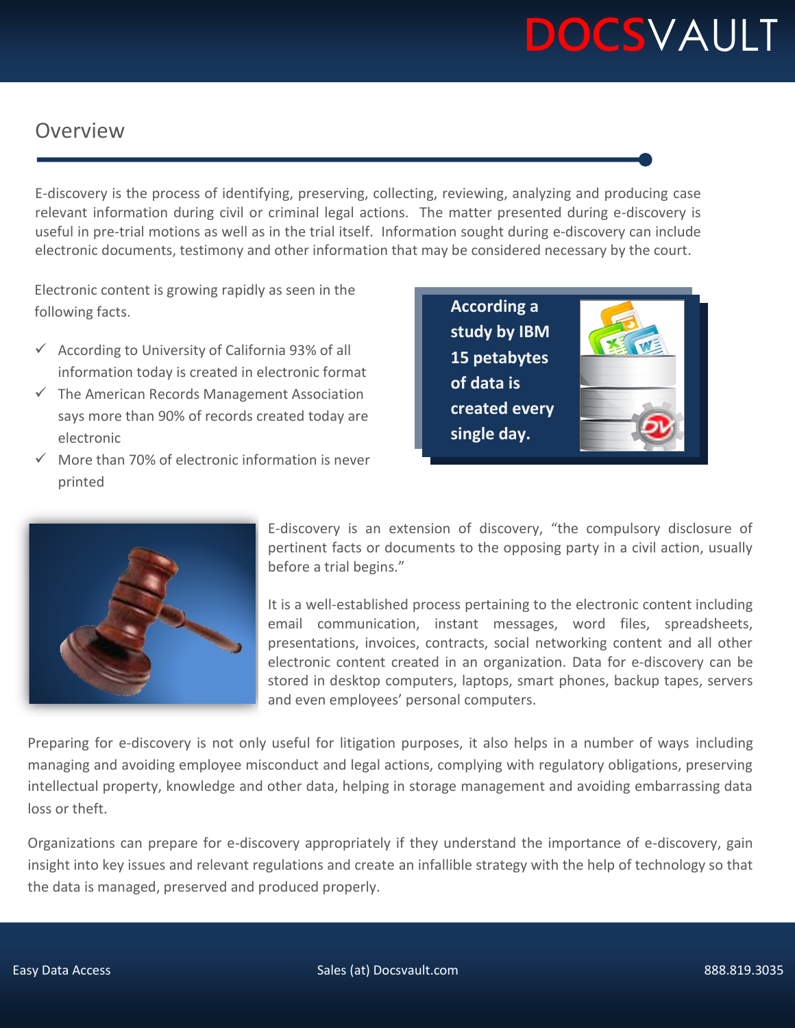## Overview

E-discovery is the process of identifying, preserving, collecting, reviewing, analyzing and producing case relevant information during civil or criminal legal actions. The matter presented during e-discovery is useful in pre-trial motions as well as in the trial itself. Information sought during e-discovery can include electronic documents, testimony and other information that may be considered necessary by the court.

Electronic content is growing rapidly as seen in the following facts.

- ✓ According to University of California 93% of all information today is created in electronic format
- ✓ The American Records Management Association says more than 90% of records created today are electronic
- ✓ More than 70% of electronic information is never printed

**According a study by IBM 15 petabytes of data is created every single day.**

E-discovery is an extension of discovery, "the compulsory disclosure of pertinent facts or documents to the opposing party in a civil action, usually before a trial begins."

It is a well-established process pertaining to the electronic content including email communication, instant messages, word files, spreadsheets, presentations, invoices, contracts, social networking content and all other electronic content created in an organization. Data for e-discovery can be stored in desktop computers, laptops, smart phones, backup tapes, servers and even employees' personal computers.

Preparing for e-discovery is not only useful for litigation purposes, it also helps in a number of ways including managing and avoiding employee misconduct and legal actions, complying with regulatory obligations, preserving intellectual property, knowledge and other data, helping in storage management and avoiding embarrassing data loss or theft.

Organizations can prepare for e-discovery appropriately if they understand the importance of e-discovery, gain insight into key issues and relevant regulations and create an infallible strategy with the help of technology so that the data is managed, preserved and produced properly.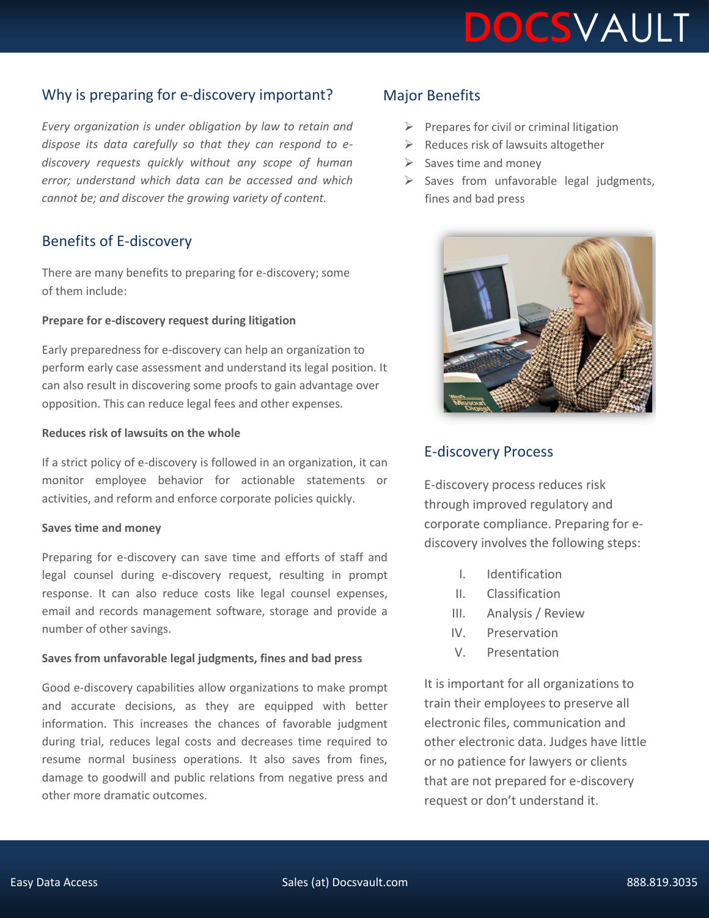## Why is preparing for e-discovery important?

*Every organization is under obligation by law to retain and dispose its data carefully so that they can respond to e-discovery requests quickly without any scope of human error; understand which data can be accessed and which cannot be; and discover the growing variety of content.*

## Benefits of E-discovery

There are many benefits to preparing for e-discovery; some of them include:

**Prepare for e-discovery request during litigation**

Early preparedness for e-discovery can help an organization to perform early case assessment and understand its legal position. It can also result in discovering some proofs to gain advantage over opposition. This can reduce legal fees and other expenses.

**Reduces risk of lawsuits on the whole**

If a strict policy of e-discovery is followed in an organization, it can monitor employee behavior for actionable statements or activities, and reform and enforce corporate policies quickly.

**Saves time and money**

Preparing for e-discovery can save time and efforts of staff and legal counsel during e-discovery request, resulting in prompt response. It can also reduce costs like legal counsel expenses, email and records management software, storage and provide a number of other savings.

**Saves from unfavorable legal judgments, fines and bad press**

Good e-discovery capabilities allow organizations to make prompt and accurate decisions, as they are equipped with better information. This increases the chances of favorable judgment during trial, reduces legal costs and decreases time required to resume normal business operations. It also saves from fines, damage to goodwill and public relations from negative press and other more dramatic outcomes.

## Major Benefits

- Prepares for civil or criminal litigation
- Reduces risk of lawsuits altogether
- Saves time and money
- Saves from unfavorable legal judgments, fines and bad press

## E-discovery Process

E-discovery process reduces risk through improved regulatory and corporate compliance. Preparing for e-discovery involves the following steps:

I. Identification
II. Classification
III. Analysis / Review
IV. Preservation
V. Presentation

It is important for all organizations to train their employees to preserve all electronic files, communication and other electronic data. Judges have little or no patience for lawyers or clients that are not prepared for e-discovery request or don't understand it.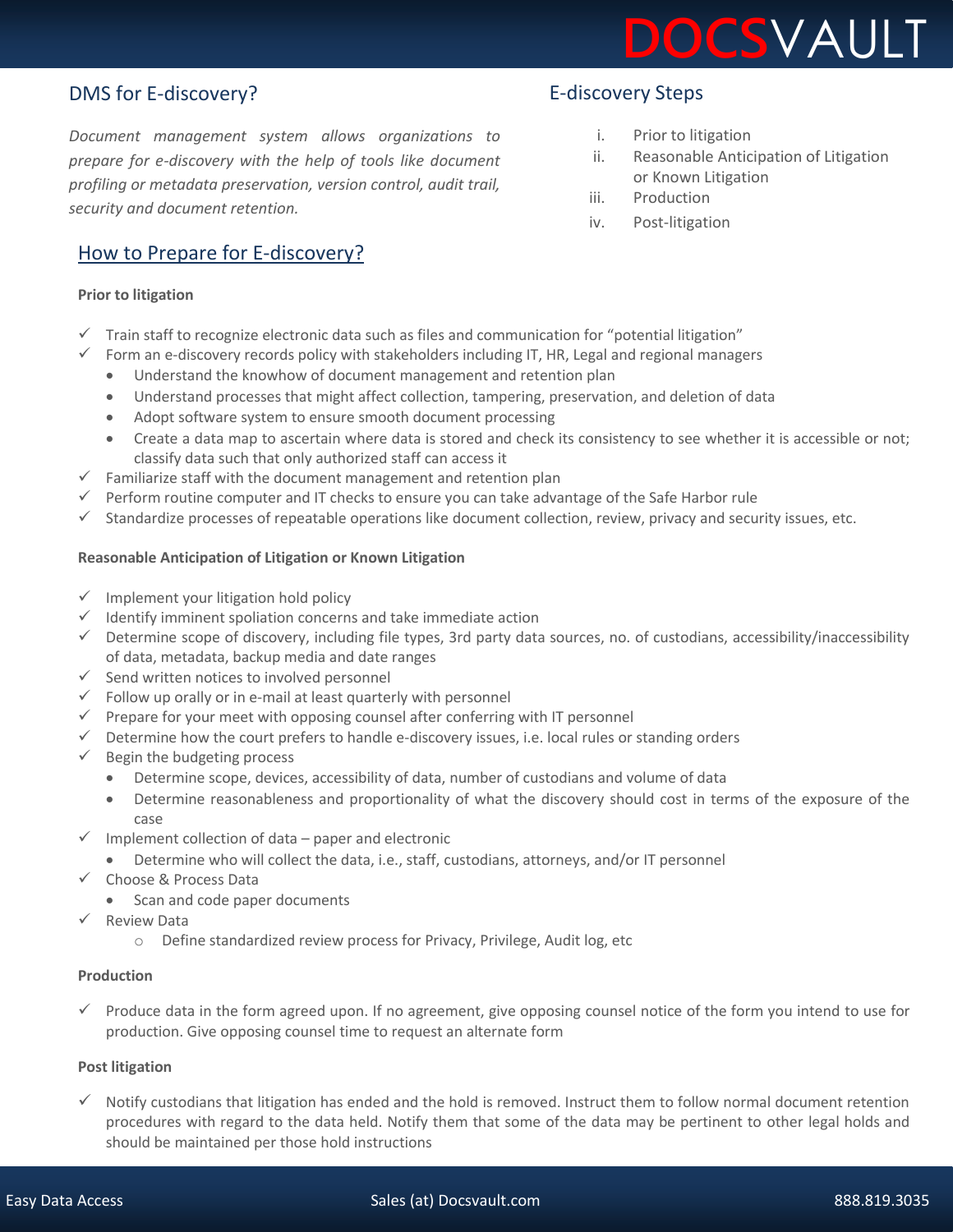## DMS for E-discovery?

*Document management system allows organizations to prepare for e-discovery with the help of tools like document profiling or metadata preservation, version control, audit trail, security and document retention.*

## E-discovery Steps

i. Prior to litigation
ii. Reasonable Anticipation of Litigation or Known Litigation
iii. Production
iv. Post-litigation

## How to Prepare for E-discovery?

**Prior to litigation**

- ✓ Train staff to recognize electronic data such as files and communication for "potential litigation"
- ✓ Form an e-discovery records policy with stakeholders including IT, HR, Legal and regional managers
  - Understand the knowhow of document management and retention plan
  - Understand processes that might affect collection, tampering, preservation, and deletion of data
  - Adopt software system to ensure smooth document processing
  - Create a data map to ascertain where data is stored and check its consistency to see whether it is accessible or not; classify data such that only authorized staff can access it
- ✓ Familiarize staff with the document management and retention plan
- ✓ Perform routine computer and IT checks to ensure you can take advantage of the Safe Harbor rule
- ✓ Standardize processes of repeatable operations like document collection, review, privacy and security issues, etc.

**Reasonable Anticipation of Litigation or Known Litigation**

- ✓ Implement your litigation hold policy
- ✓ Identify imminent spoliation concerns and take immediate action
- ✓ Determine scope of discovery, including file types, 3rd party data sources, no. of custodians, accessibility/inaccessibility of data, metadata, backup media and date ranges
- ✓ Send written notices to involved personnel
- ✓ Follow up orally or in e-mail at least quarterly with personnel
- ✓ Prepare for your meet with opposing counsel after conferring with IT personnel
- ✓ Determine how the court prefers to handle e-discovery issues, i.e. local rules or standing orders
- ✓ Begin the budgeting process
  - Determine scope, devices, accessibility of data, number of custodians and volume of data
  - Determine reasonableness and proportionality of what the discovery should cost in terms of the exposure of the case
- ✓ Implement collection of data – paper and electronic
  - Determine who will collect the data, i.e., staff, custodians, attorneys, and/or IT personnel
- ✓ Choose & Process Data
  - Scan and code paper documents
- ✓ Review Data
  - Define standardized review process for Privacy, Privilege, Audit log, etc

**Production**

- ✓ Produce data in the form agreed upon. If no agreement, give opposing counsel notice of the form you intend to use for production. Give opposing counsel time to request an alternate form

**Post litigation**

- ✓ Notify custodians that litigation has ended and the hold is removed. Instruct them to follow normal document retention procedures with regard to the data held. Notify them that some of the data may be pertinent to other legal holds and should be maintained per those hold instructions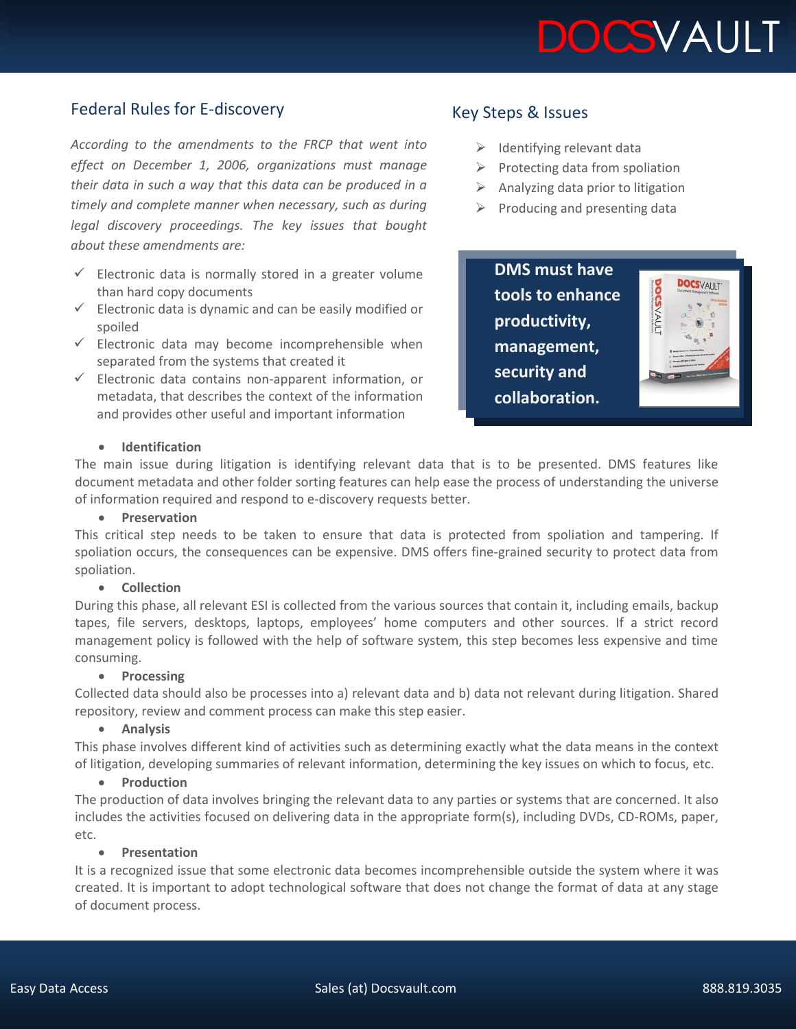## Federal Rules for E-discovery

*According to the amendments to the FRCP that went into effect on December 1, 2006, organizations must manage their data in such a way that this data can be produced in a timely and complete manner when necessary, such as during legal discovery proceedings. The key issues that bought about these amendments are:*

- ✓ Electronic data is normally stored in a greater volume than hard copy documents
- ✓ Electronic data is dynamic and can be easily modified or spoiled
- ✓ Electronic data may become incomprehensible when separated from the systems that created it
- ✓ Electronic data contains non-apparent information, or metadata, that describes the context of the information and provides other useful and important information

## Key Steps & Issues

- Identifying relevant data
- Protecting data from spoliation
- Analyzing data prior to litigation
- Producing and presenting data

**DMS must have tools to enhance productivity, management, security and collaboration.**

- **Identification**

The main issue during litigation is identifying relevant data that is to be presented. DMS features like document metadata and other folder sorting features can help ease the process of understanding the universe of information required and respond to e-discovery requests better.

- **Preservation**

This critical step needs to be taken to ensure that data is protected from spoliation and tampering. If spoliation occurs, the consequences can be expensive. DMS offers fine-grained security to protect data from spoliation.

- **Collection**

During this phase, all relevant ESI is collected from the various sources that contain it, including emails, backup tapes, file servers, desktops, laptops, employees' home computers and other sources. If a strict record management policy is followed with the help of software system, this step becomes less expensive and time consuming.

- **Processing**

Collected data should also be processes into a) relevant data and b) data not relevant during litigation. Shared repository, review and comment process can make this step easier.

- **Analysis**

This phase involves different kind of activities such as determining exactly what the data means in the context of litigation, developing summaries of relevant information, determining the key issues on which to focus, etc.

- **Production**

The production of data involves bringing the relevant data to any parties or systems that are concerned. It also includes the activities focused on delivering data in the appropriate form(s), including DVDs, CD-ROMs, paper, etc.

- **Presentation**

It is a recognized issue that some electronic data becomes incomprehensible outside the system where it was created. It is important to adopt technological software that does not change the format of data at any stage of document process.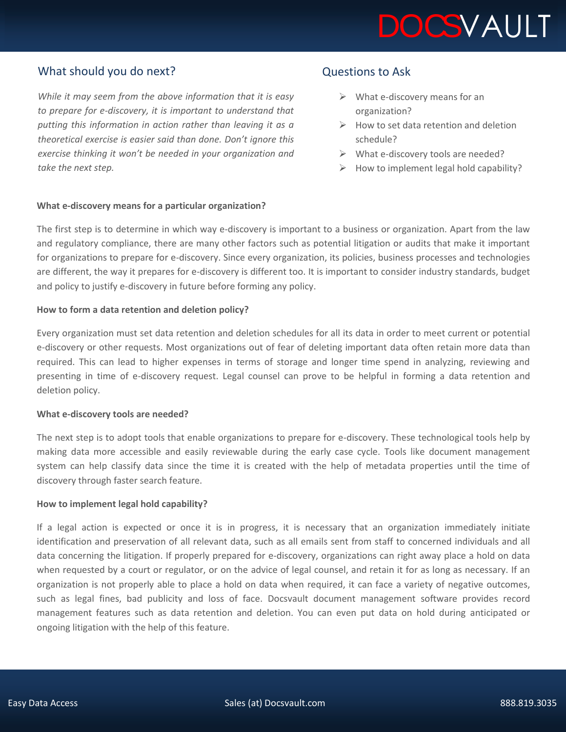## What should you do next?

*While it may seem from the above information that it is easy to prepare for e-discovery, it is important to understand that putting this information in action rather than leaving it as a theoretical exercise is easier said than done. Don't ignore this exercise thinking it won't be needed in your organization and take the next step.*

## Questions to Ask

- What e-discovery means for an organization?
- How to set data retention and deletion schedule?
- What e-discovery tools are needed?
- How to implement legal hold capability?

**What e-discovery means for a particular organization?**

The first step is to determine in which way e-discovery is important to a business or organization. Apart from the law and regulatory compliance, there are many other factors such as potential litigation or audits that make it important for organizations to prepare for e-discovery. Since every organization, its policies, business processes and technologies are different, the way it prepares for e-discovery is different too. It is important to consider industry standards, budget and policy to justify e-discovery in future before forming any policy.

**How to form a data retention and deletion policy?**

Every organization must set data retention and deletion schedules for all its data in order to meet current or potential e-discovery or other requests. Most organizations out of fear of deleting important data often retain more data than required. This can lead to higher expenses in terms of storage and longer time spend in analyzing, reviewing and presenting in time of e-discovery request. Legal counsel can prove to be helpful in forming a data retention and deletion policy.

**What e-discovery tools are needed?**

The next step is to adopt tools that enable organizations to prepare for e-discovery. These technological tools help by making data more accessible and easily reviewable during the early case cycle. Tools like document management system can help classify data since the time it is created with the help of metadata properties until the time of discovery through faster search feature.

**How to implement legal hold capability?**

If a legal action is expected or once it is in progress, it is necessary that an organization immediately initiate identification and preservation of all relevant data, such as all emails sent from staff to concerned individuals and all data concerning the litigation. If properly prepared for e-discovery, organizations can right away place a hold on data when requested by a court or regulator, or on the advice of legal counsel, and retain it for as long as necessary. If an organization is not properly able to place a hold on data when required, it can face a variety of negative outcomes, such as legal fines, bad publicity and loss of face. Docsvault document management software provides record management features such as data retention and deletion. You can even put data on hold during anticipated or ongoing litigation with the help of this feature.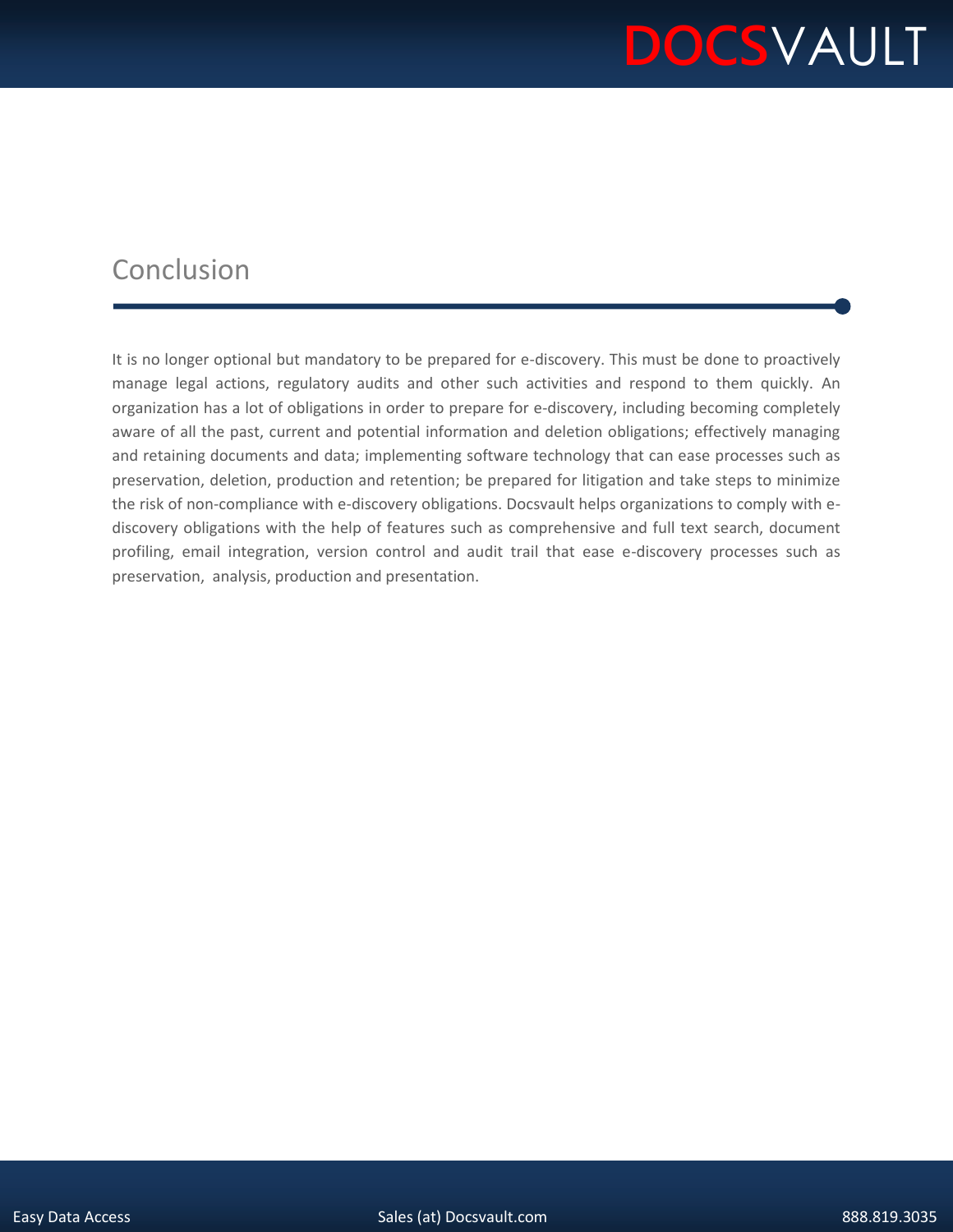## Conclusion

It is no longer optional but mandatory to be prepared for e-discovery. This must be done to proactively manage legal actions, regulatory audits and other such activities and respond to them quickly. An organization has a lot of obligations in order to prepare for e-discovery, including becoming completely aware of all the past, current and potential information and deletion obligations; effectively managing and retaining documents and data; implementing software technology that can ease processes such as preservation, deletion, production and retention; be prepared for litigation and take steps to minimize the risk of non-compliance with e-discovery obligations. Docsvault helps organizations to comply with e-discovery obligations with the help of features such as comprehensive and full text search, document profiling, email integration, version control and audit trail that ease e-discovery processes such as preservation, analysis, production and presentation.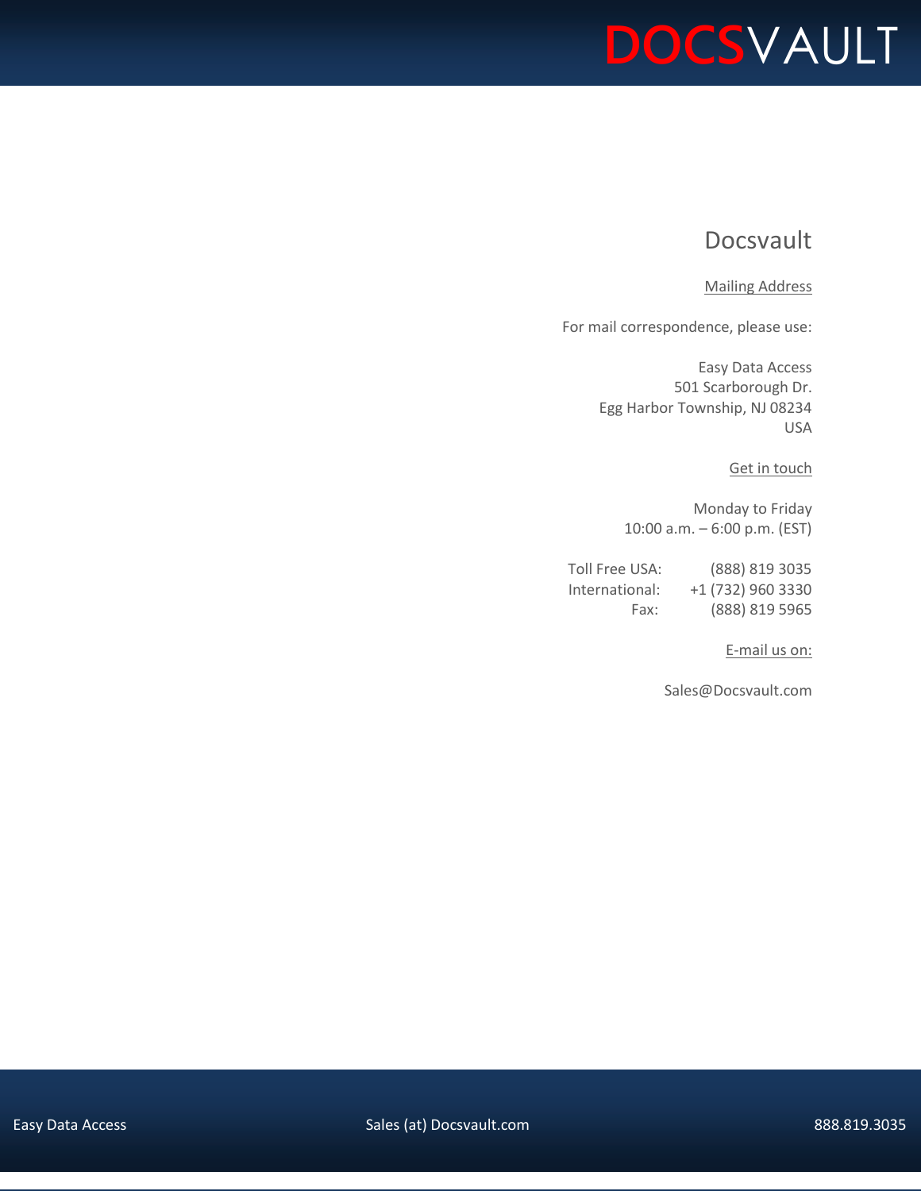# Docsvault

Mailing Address

For mail correspondence, please use:

Easy Data Access
501 Scarborough Dr.
Egg Harbor Township, NJ 08234
USA

Get in touch

Monday to Friday
10:00 a.m. – 6:00 p.m. (EST)

| | |
|---|---|
| Toll Free USA: | (888) 819 3035 |
| International: | +1 (732) 960 3330 |
| Fax: | (888) 819 5965 |

E-mail us on:

Sales@Docsvault.com